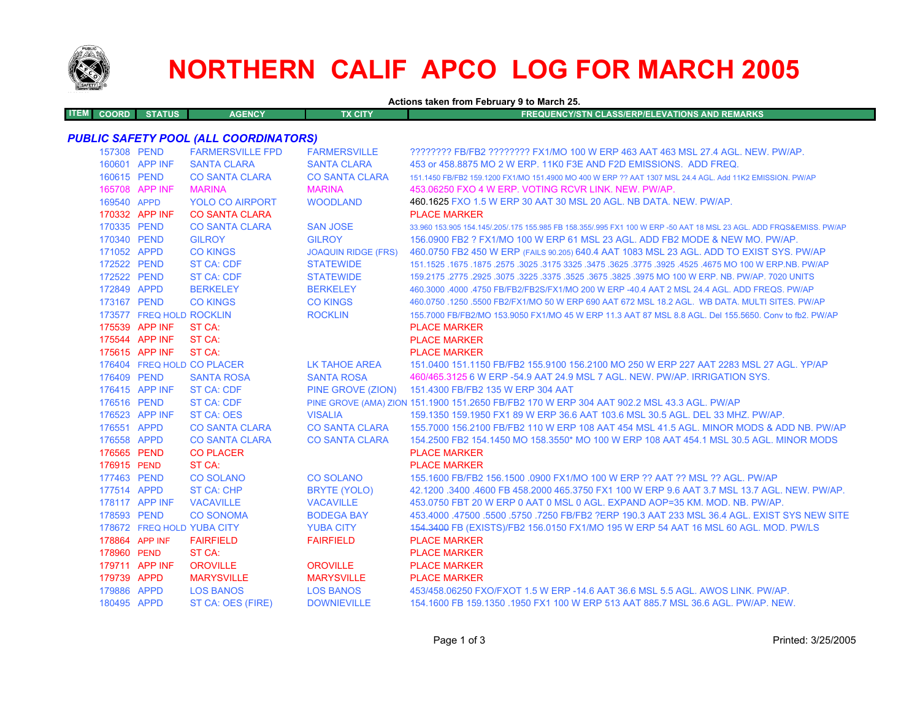# NORTHERN CALIF APCO LOG FOR MARCH 2005

**Actions taken from February 9 to March 25.**

| ITEM | COORD | STATUS | AGENCY | TX CITY | FREQUENCY/STN CLASS/ERP/ELEVATIONS AND REMARKS |
|---|---|---|---|---|---|

## *PUBLIC SAFETY POOL (ALL COORDINATORS)*

| ITEM | COORD | STATUS | AGENCY | TX CITY | FREQUENCY/STN CLASS/ERP/ELEVATIONS AND REMARKS |
|---|---|---|---|---|---|
| | 157308 | PEND | FARMERSVILLE FPD | FARMERSVILLE | ???????? FB/FB2 ???????? FX1/MO 100 W ERP 463 AAT 463 MSL 27.4 AGL. NEW. PW/AP. |
| | 160601 | APP INF | SANTA CLARA | SANTA CLARA | 453 or 458.8875 MO 2 W ERP. 11K0 F3E AND F2D EMISSIONS. ADD FREQ. |
| | 160615 | PEND | CO SANTA CLARA | CO SANTA CLARA | 151.1450 FB/FB2 159.1200 FX1/MO 151.4900 MO 400 W ERP ?? AAT 1307 MSL 24.4 AGL. Add 11K2 EMISSION. PW/AP |
| | 165708 | APP INF | MARINA | MARINA | 453.06250 FXO 4 W ERP. VOTING RCVR LINK. NEW. PW/AP. |
| | 169540 | APPD | YOLO CO AIRPORT | WOODLAND | 460.1625 FXO 1.5 W ERP 30 AAT 30 MSL 20 AGL. NB DATA. NEW. PW/AP. |
| | 170332 | APP INF | CO SANTA CLARA | | PLACE MARKER |
| | 170335 | PEND | CO SANTA CLARA | SAN JOSE | 33.960 153.905 154.145/.205/.175 155.985 FB 158.355/.995 FX1 100 W ERP -50 AAT 18 MSL 23 AGL. ADD FRQS&EMISS. PW/AP |
| | 170340 | PEND | GILROY | GILROY | 156.0900 FB2 ? FX1/MO 100 W ERP 61 MSL 23 AGL. ADD FB2 MODE & NEW MO. PW/AP. |
| | 171052 | APPD | CO KINGS | JOAQUIN RIDGE (FRS) | 460.0750 FB2 450 W ERP (FAILS 90.205) 640.4 AAT 1083 MSL 23 AGL. ADD TO EXIST SYS. PW/AP |
| | 172522 | PEND | ST CA: CDF | STATEWIDE | 151.1525 .1675 .1875 .2575 .3025 .3175 3325 .3475 .3625 .3775 .3925 .4525 .4675 MO 100 W ERP.NB. PW/AP |
| | 172522 | PEND | ST CA: CDF | STATEWIDE | 159.2175 .2775 .2925 .3075 .3225 .3375 .3525 .3675 .3825 .3975 MO 100 W ERP. NB. PW/AP. 7020 UNITS |
| | 172849 | APPD | BERKELEY | BERKELEY | 460.3000 .4000 .4750 FB/FB2/FB2S/FX1/MO 200 W ERP -40.4 AAT 2 MSL 24.4 AGL. ADD FREQS. PW/AP |
| | 173167 | PEND | CO KINGS | CO KINGS | 460.0750 .1250 .5500 FB2/FX1/MO 50 W ERP 690 AAT 672 MSL 18.2 AGL. WB DATA. MULTI SITES. PW/AP |
| | 173577 | FREQ HOLD | ROCKLIN | ROCKLIN | 155.7000 FB/FB2/MO 153.9050 FX1/MO 45 W ERP 11.3 AAT 87 MSL 8.8 AGL. Del 155.5650. Conv to fb2. PW/AP |
| | 175539 | APP INF | ST CA: | | PLACE MARKER |
| | 175544 | APP INF | ST CA: | | PLACE MARKER |
| | 175615 | APP INF | ST CA: | | PLACE MARKER |
| | 176404 | FREQ HOLD | CO PLACER | LK TAHOE AREA | 151.0400 151.1150 FB/FB2 155.9100 156.2100 MO 250 W ERP 227 AAT 2283 MSL 27 AGL. YP/AP |
| | 176409 | PEND | SANTA ROSA | SANTA ROSA | 460/465.3125 6 W ERP -54.9 AAT 24.9 MSL 7 AGL. NEW. PW/AP. IRRIGATION SYS. |
| | 176415 | APP INF | ST CA: CDF | PINE GROVE (ZION) | 151.4300 FB/FB2 135 W ERP 304 AAT |
| | 176516 | PEND | ST CA: CDF | PINE GROVE (AMA) ZION | 151.1900 151.2650 FB/FB2 170 W ERP 304 AAT 902.2 MSL 43.3 AGL. PW/AP |
| | 176523 | APP INF | ST CA: OES | VISALIA | 159.1350 159.1950 FX1 89 W ERP 36.6 AAT 103.6 MSL 30.5 AGL. DEL 33 MHZ. PW/AP. |
| | 176551 | APPD | CO SANTA CLARA | CO SANTA CLARA | 155.7000 156.2100 FB/FB2 110 W ERP 108 AAT 454 MSL 41.5 AGL. MINOR MODS & ADD NB. PW/AP |
| | 176558 | APPD | CO SANTA CLARA | CO SANTA CLARA | 154.2500 FB2 154.1450 MO 158.3550* MO 100 W ERP 108 AAT 454.1 MSL 30.5 AGL. MINOR MODS |
| | 176565 | PEND | CO PLACER | | PLACE MARKER |
| | 176915 | PEND | ST CA: | | PLACE MARKER |
| | 177463 | PEND | CO SOLANO | CO SOLANO | 155.1600 FB/FB2 156.1500 .0900 FX1/MO 100 W ERP ?? AAT ?? MSL ?? AGL. PW/AP |
| | 177514 | APPD | ST CA: CHP | BRYTE (YOLO) | 42.1200 .3400 .4600 FB 458.2000 465.3750 FX1 100 W ERP 9.6 AAT 3.7 MSL 13.7 AGL. NEW. PW/AP. |
| | 178117 | APP INF | VACAVILLE | VACAVILLE | 453.0750 FBT 20 W ERP 0 AAT 0 MSL 0 AGL. EXPAND AOP=35 KM. MOD. NB. PW/AP. |
| | 178593 | PEND | CO SONOMA | BODEGA BAY | 453.4000 .47500 .5500 .5750 .7250 FB/FB2 ?ERP 190.3 AAT 233 MSL 36.4 AGL. EXIST SYS NEW SITE |
| | 178672 | FREQ HOLD | YUBA CITY | YUBA CITY | ~~154.3400~~ FB (EXISTS)/FB2 156.0150 FX1/MO 195 W ERP 54 AAT 16 MSL 60 AGL. MOD. PW/LS |
| | 178864 | APP INF | FAIRFIELD | FAIRFIELD | PLACE MARKER |
| | 178960 | PEND | ST CA: | | PLACE MARKER |
| | 179711 | APP INF | OROVILLE | OROVILLE | PLACE MARKER |
| | 179739 | APPD | MARYSVILLE | MARYSVILLE | PLACE MARKER |
| | 179886 | APPD | LOS BANOS | LOS BANOS | 453/458.06250 FXO/FXOT 1.5 W ERP -14.6 AAT 36.6 MSL 5.5 AGL. AWOS LINK. PW/AP. |
| | 180495 | APPD | ST CA: OES (FIRE) | DOWNIEVILLE | 154.1600 FB 159.1350 .1950 FX1 100 W ERP 513 AAT 885.7 MSL 36.6 AGL. PW/AP. NEW. |

Printed: 3/25/2005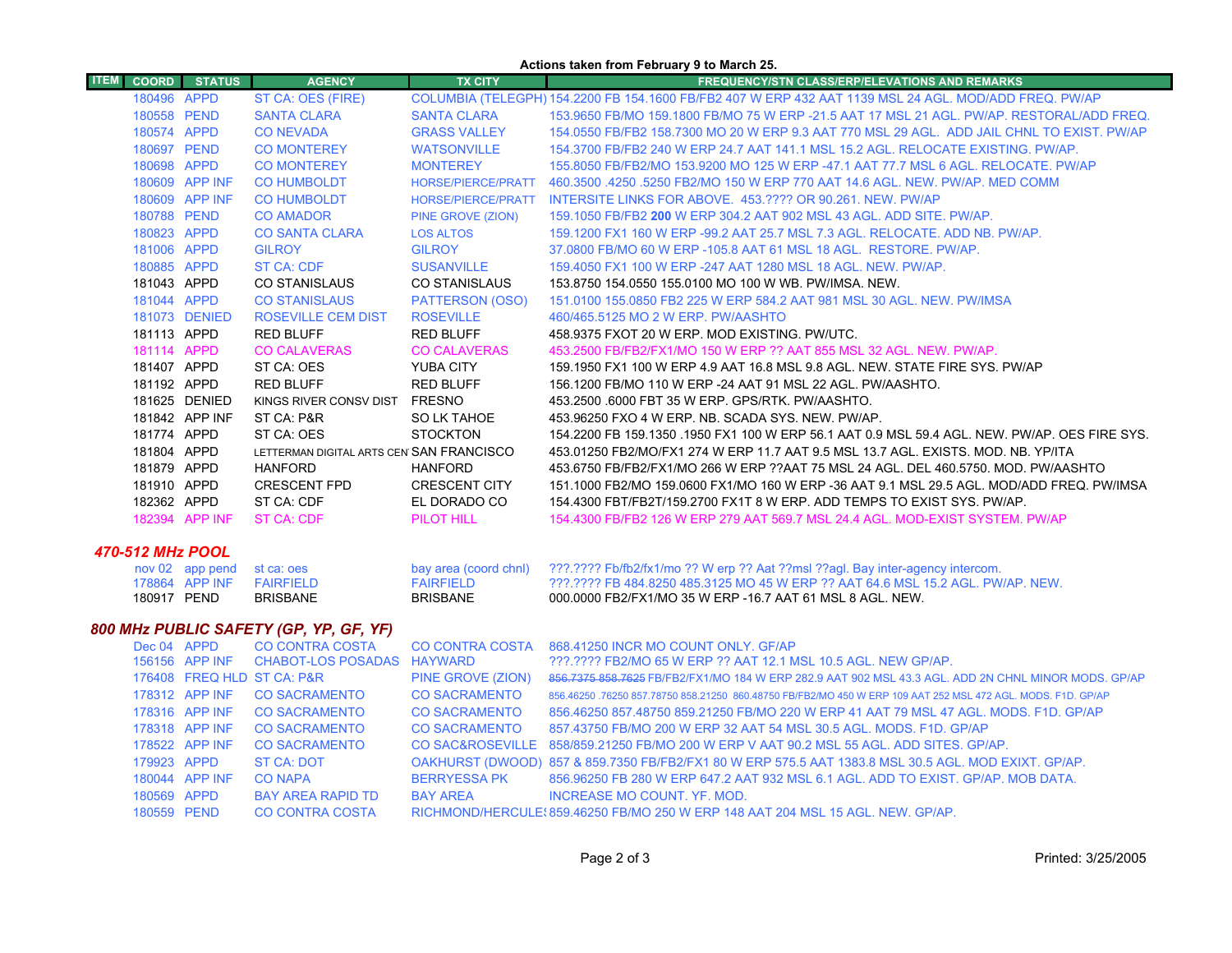Actions taken from February 9 to March 25.

| ITEM | COORD | STATUS | AGENCY | TX CITY | FREQUENCY/STN CLASS/ERP/ELEVATIONS AND REMARKS |
|---|---|---|---|---|---|
| | 180496 | APPD | ST CA: OES (FIRE) | COLUMBIA (TELEGPH) | 154.2200 FB 154.1600 FB/FB2 407 W ERP 432 AAT 1139 MSL 24 AGL. MOD/ADD FREQ. PW/AP |
| | 180558 | PEND | SANTA CLARA | SANTA CLARA | 153.9650 FB/MO 159.1800 FB/MO 75 W ERP -21.5 AAT 17 MSL 21 AGL. PW/AP. RESTORAL/ADD FREQ. |
| | 180574 | APPD | CO NEVADA | GRASS VALLEY | 154.0550 FB/FB2 158.7300 MO 20 W ERP 9.3 AAT 770 MSL 29 AGL. ADD JAIL CHNL TO EXIST. PW/AP |
| | 180697 | PEND | CO MONTEREY | WATSONVILLE | 154.3700 FB/FB2 240 W ERP 24.7 AAT 141.1 MSL 15.2 AGL. RELOCATE EXISTING. PW/AP. |
| | 180698 | APPD | CO MONTEREY | MONTEREY | 155.8050 FB/FB/MO 153.9200 MO 125 W ERP -47.1 AAT 77.7 MSL 6 AGL. RELOCATE. PW/AP |
| | 180609 | APP INF | CO HUMBOLDT | HORSE/PIERCE/PRATT | 460.3500 .4250 .5250 FB2/MO 150 W ERP 770 AAT 14.6 AGL. NEW. PW/AP. MED COMM |
| | 180609 | APP INF | CO HUMBOLDT | HORSE/PIERCE/PRATT | INTERSITE LINKS FOR ABOVE. 453.???? OR 90.261. NEW. PW/AP |
| | 180788 | PEND | CO AMADOR | PINE GROVE (ZION) | 159.1050 FB/FB2 **200** W ERP 304.2 AAT 902 MSL 43 AGL. ADD SITE. PW/AP. |
| | 180823 | APPD | CO SANTA CLARA | LOS ALTOS | 159.1200 FX1 160 W ERP -99.2 AAT 25.7 MSL 7.3 AGL. RELOCATE. ADD NB. PW/AP. |
| | 181006 | APPD | GILROY | GILROY | 37.0800 FB/MO 60 W ERP -105.8 AAT 61 MSL 18 AGL. RESTORE. PW/AP. |
| | 180885 | APPD | ST CA: CDF | SUSANVILLE | 159.4050 FX1 100 W ERP -247 AAT 1280 MSL 18 AGL. NEW. PW/AP. |
| | 181043 | APPD | CO STANISLAUS | CO STANISLAUS | 153.8750 154.0550 155.0100 MO 100 W WB. PW/IMSA. NEW. |
| | 181044 | APPD | CO STANISLAUS | PATTERSON (OSO) | 151.0100 155.0850 FB2 225 W ERP 584.2 AAT 981 MSL 30 AGL. NEW. PW/IMSA |
| | 181073 | DENIED | ROSEVILLE CEM DIST | ROSEVILLE | 460/465.5125 MO 2 W ERP. PW/AASHTO |
| | 181113 | APPD | RED BLUFF | RED BLUFF | 458.9375 FXOT 20 W ERP. MOD EXISTING. PW/UTC. |
| | 181114 | APPD | CO CALAVERAS | CO CALAVERAS | 453.2500 FB/FB2/FX1/MO 150 W ERP ?? AAT 855 MSL 32 AGL. NEW. PW/AP. |
| | 181407 | APPD | ST CA: OES | YUBA CITY | 159.1950 FX1 100 W ERP 4.9 AAT 16.8 MSL 9.8 AGL. NEW. STATE FIRE SYS. PW/AP |
| | 181192 | APPD | RED BLUFF | RED BLUFF | 156.1200 FB/MO 110 W ERP -24 AAT 91 MSL 22 AGL. PW/AASHTO. |
| | 181625 | DENIED | KINGS RIVER CONSV DIST | FRESNO | 453.2500 .6000 FBT 35 W ERP. GPS/RTK. PW/AASHTO. |
| | 181842 | APP INF | ST CA: P&R | SO LK TAHOE | 453.96250 FXO 4 W ERP. NB. SCADA SYS. NEW. PW/AP. |
| | 181774 | APPD | ST CA: OES | STOCKTON | 154.2200 FB 159.1350 .1950 FX1 100 W ERP 56.1 AAT 0.9 MSL 59.4 AGL. NEW. PW/AP. OES FIRE SYS. |
| | 181804 | APPD | LETTERMAN DIGITAL ARTS CEN | SAN FRANCISCO | 453.01250 FB2/MO/FX1 274 W ERP 11.7 AAT 9.5 MSL 13.7 AGL. EXISTS. MOD. NB. YP/ITA |
| | 181879 | APPD | HANFORD | HANFORD | 453.6750 FB/FB2/FX1/MO 266 W ERP ??AAT 75 MSL 24 AGL. DEL 460.5750. MOD. PW/AASHTO |
| | 181910 | APPD | CRESCENT FPD | CRESCENT CITY | 151.1000 FB2/MO 159.0600 FX1/MO 160 W ERP -36 AAT 9.1 MSL 29.5 AGL. MOD/ADD FREQ. PW/IMSA |
| | 182362 | APPD | ST CA: CDF | EL DORADO CO | 154.4300 FBT/FB2T/159.2700 FX1T 8 W ERP. ADD TEMPS TO EXIST SYS. PW/AP. |
| | 182394 | APP INF | ST CA: CDF | PILOT HILL | 154.4300 FB/FB2 126 W ERP 279 AAT 569.7 MSL 24.4 AGL. MOD-EXIST SYSTEM. PW/AP |

## *470-512 MHz POOL*

| ITEM | COORD | STATUS | AGENCY | TX CITY | FREQUENCY/STN CLASS/ERP/ELEVATIONS AND REMARKS |
|---|---|---|---|---|---|
| | nov 02 | app pend | st ca: oes | bay area (coord chnl) | ???.???? Fb/fb2/fx1/mo ?? W erp ?? Aat ??msl ??agl. Bay inter-agency intercom. |
| | 178864 | APP INF | FAIRFIELD | FAIRFIELD | ???.???? FB 484.8250 485.3125 MO 45 W ERP ?? AAT 64.6 MSL 15.2 AGL. PW/AP. NEW. |
| | 180917 | PEND | BRISBANE | BRISBANE | 000.0000 FB2/FX1/MO 35 W ERP -16.7 AAT 61 MSL 8 AGL. NEW. |

## *800 MHz PUBLIC SAFETY (GP, YP, GF, YF)*

| ITEM | COORD | STATUS | AGENCY | TX CITY | FREQUENCY/STN CLASS/ERP/ELEVATIONS AND REMARKS |
|---|---|---|---|---|---|
| | Dec 04 | APPD | CO CONTRA COSTA | CO CONTRA COSTA | 868.41250 INCR MO COUNT ONLY. GF/AP |
| | 156156 | APP INF | CHABOT-LOS POSADAS | HAYWARD | ???.???? FB2/MO 65 W ERP ?? AAT 12.1 MSL 10.5 AGL. NEW GP/AP. |
| | 176408 | FREQ HLD | ST CA: P&R | PINE GROVE (ZION) | ~~856.7375 858.7625~~ FB/FB2/FX1/MO 184 W ERP 282.9 AAT 902 MSL 43.3 AGL. ADD 2N CHNL MINOR MODS. GP/AP |
| | 178312 | APP INF | CO SACRAMENTO | CO SACRAMENTO | 856.46250 .76250 857.78750 858.21250 860.48750 FB/FB2/MO 450 W ERP 109 AAT 252 MSL 472 AGL. MODS. F1D. GP/AP |
| | 178316 | APP INF | CO SACRAMENTO | CO SACRAMENTO | 856.46250 857.48750 859.21250 FB/MO 220 W ERP 41 AAT 79 MSL 47 AGL. MODS. F1D. GP/AP |
| | 178318 | APP INF | CO SACRAMENTO | CO SACRAMENTO | 857.43750 FB/MO 200 W ERP 32 AAT 54 MSL 30.5 AGL. MODS. F1D. GP/AP |
| | 178522 | APP INF | CO SACRAMENTO | CO SAC&ROSEVILLE | 858/859.21250 FB/MO 200 W ERP V AAT 90.2 MSL 55 AGL. ADD SITES. GP/AP. |
| | 179923 | APPD | ST CA: DOT | OAKHURST (DWOOD) | 857 & 859.7350 FB/FB2/FX1 80 W ERP 575.5 AAT 1383.8 MSL 30.5 AGL. MOD EXIXT. GP/AP. |
| | 180044 | APP INF | CO NAPA | BERRYESSA PK | 856.96250 FB 280 W ERP 647.2 AAT 932 MSL 6.1 AGL. ADD TO EXIST. GP/AP. MOB DATA. |
| | 180569 | APPD | BAY AREA RAPID TD | BAY AREA | INCREASE MO COUNT. YF. MOD. |
| | 180559 | PEND | CO CONTRA COSTA | RICHMOND/HERCULES | 859.46250 FB/MO 250 W ERP 148 AAT 204 MSL 15 AGL. NEW. GP/AP. |

Printed: 3/25/2005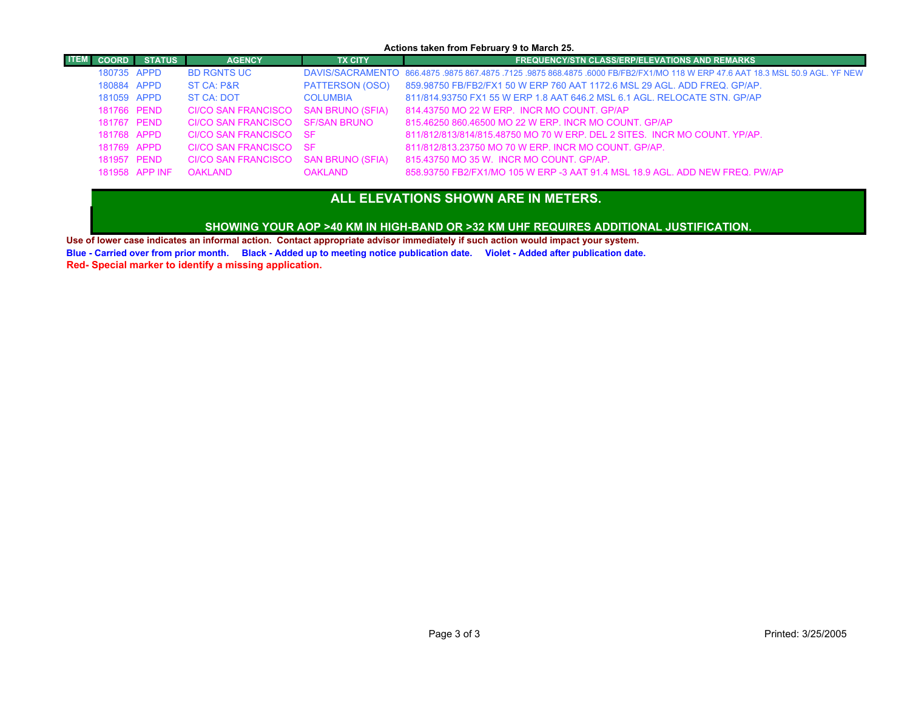**Actions taken from February 9 to March 25.**

| ITEM | COORD | STATUS | AGENCY | TX CITY | FREQUENCY/STN CLASS/ERP/ELEVATIONS AND REMARKS |
|---|---|---|---|---|---|
| | 180735 | APPD | BD RGNTS UC | DAVIS/SACRAMENTO | 866.4875 .9875 867.4875 .7125 .9875 868.4875 .6000 FB/FB2/FX1/MO 118 W ERP 47.6 AAT 18.3 MSL 50.9 AGL. YF NEW |
| | 180884 | APPD | ST CA: P&R | PATTERSON (OSO) | 859.98750 FB/FB2/FX1 50 W ERP 760 AAT 1172.6 MSL 29 AGL. ADD FREQ. GP/AP. |
| | 181059 | APPD | ST CA: DOT | COLUMBIA | 811/814.93750 FX1 55 W ERP 1.8 AAT 646.2 MSL 6.1 AGL. RELOCATE STN. GP/AP |
| | 181766 | PEND | CI/CO SAN FRANCISCO | SAN BRUNO (SFIA) | 814.43750 MO 22 W ERP. INCR MO COUNT. GP/AP |
| | 181767 | PEND | CI/CO SAN FRANCISCO | SF/SAN BRUNO | 815.46250 860.46500 MO 22 W ERP. INCR MO COUNT. GP/AP |
| | 181768 | APPD | CI/CO SAN FRANCISCO | SF | 811/812/813/814/815.48750 MO 70 W ERP. DEL 2 SITES. INCR MO COUNT. YP/AP. |
| | 181769 | APPD | CI/CO SAN FRANCISCO | SF | 811/812/813.23750 MO 70 W ERP. INCR MO COUNT. GP/AP. |
| | 181957 | PEND | CI/CO SAN FRANCISCO | SAN BRUNO (SFIA) | 815.43750 MO 35 W. INCR MO COUNT. GP/AP. |
| | 181958 | APP INF | OAKLAND | OAKLAND | 858.93750 FB2/FX1/MO 105 W ERP -3 AAT 91.4 MSL 18.9 AGL. ADD NEW FREQ. PW/AP |

**ALL ELEVATIONS SHOWN ARE IN METERS.**

**SHOWING YOUR AOP >40 KM IN HIGH-BAND OR >32 KM UHF REQUIRES ADDITIONAL JUSTIFICATION.**

**Use of lower case indicates an informal action. Contact appropriate advisor immediately if such action would impact your system.**

**Blue - Carried over from prior month. Black - Added up to meeting notice publication date. Violet - Added after publication date.**

**Red- Special marker to identify a missing application.**

Printed: 3/25/2005